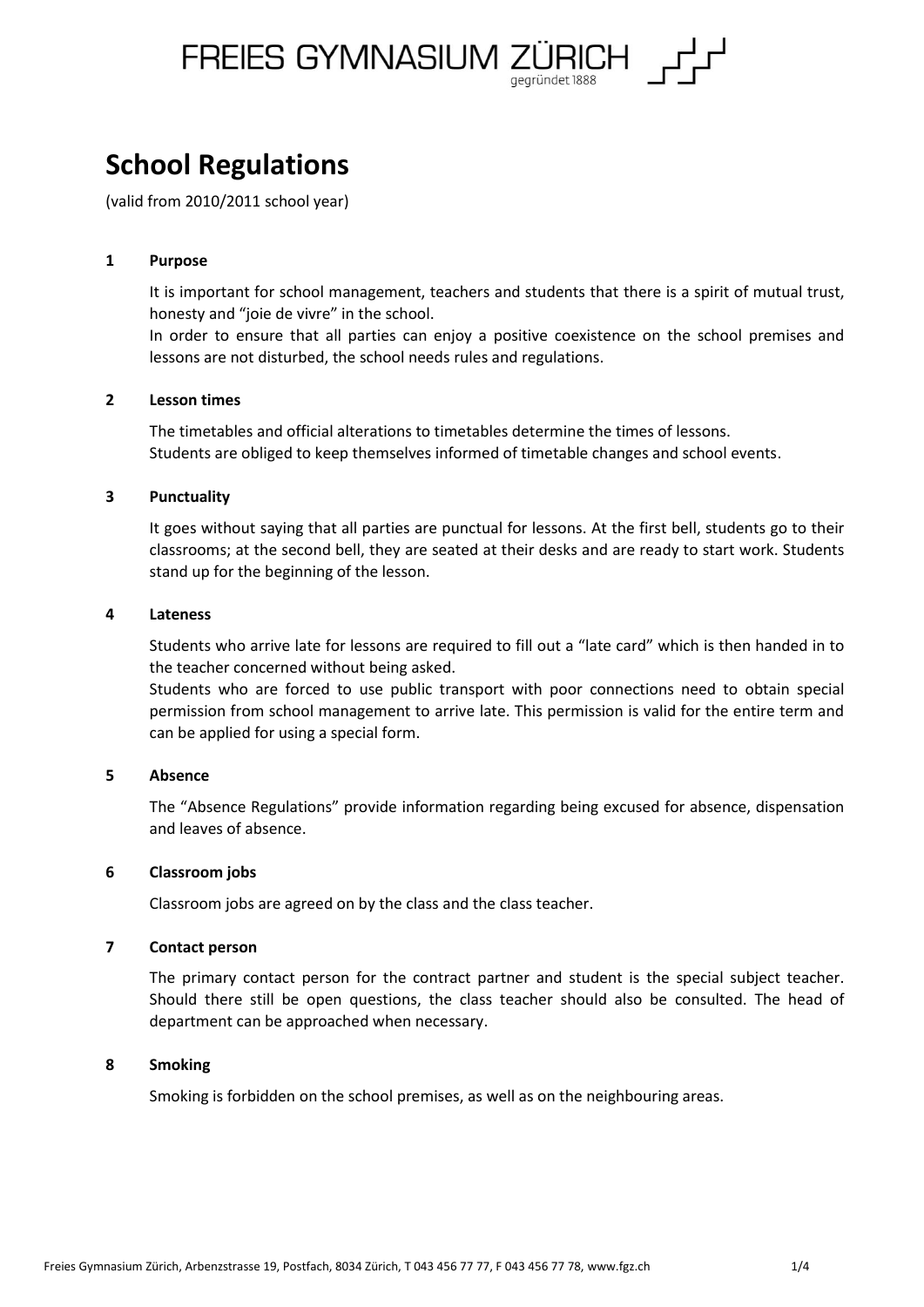FREIES GYMNASIUM ZÜRICH
gegründet 1888

# School Regulations

(valid from 2010/2011 school year)

## 1 Purpose

It is important for school management, teachers and students that there is a spirit of mutual trust, honesty and "joie de vivre" in the school.
In order to ensure that all parties can enjoy a positive coexistence on the school premises and lessons are not disturbed, the school needs rules and regulations.

## 2 Lesson times

The timetables and official alterations to timetables determine the times of lessons.
Students are obliged to keep themselves informed of timetable changes and school events.

## 3 Punctuality

It goes without saying that all parties are punctual for lessons. At the first bell, students go to their classrooms; at the second bell, they are seated at their desks and are ready to start work. Students stand up for the beginning of the lesson.

## 4 Lateness

Students who arrive late for lessons are required to fill out a "late card" which is then handed in to the teacher concerned without being asked.
Students who are forced to use public transport with poor connections need to obtain special permission from school management to arrive late. This permission is valid for the entire term and can be applied for using a special form.

## 5 Absence

The "Absence Regulations" provide information regarding being excused for absence, dispensation and leaves of absence.

## 6 Classroom jobs

Classroom jobs are agreed on by the class and the class teacher.

## 7 Contact person

The primary contact person for the contract partner and student is the special subject teacher. Should there still be open questions, the class teacher should also be consulted. The head of department can be approached when necessary.

## 8 Smoking

Smoking is forbidden on the school premises, as well as on the neighbouring areas.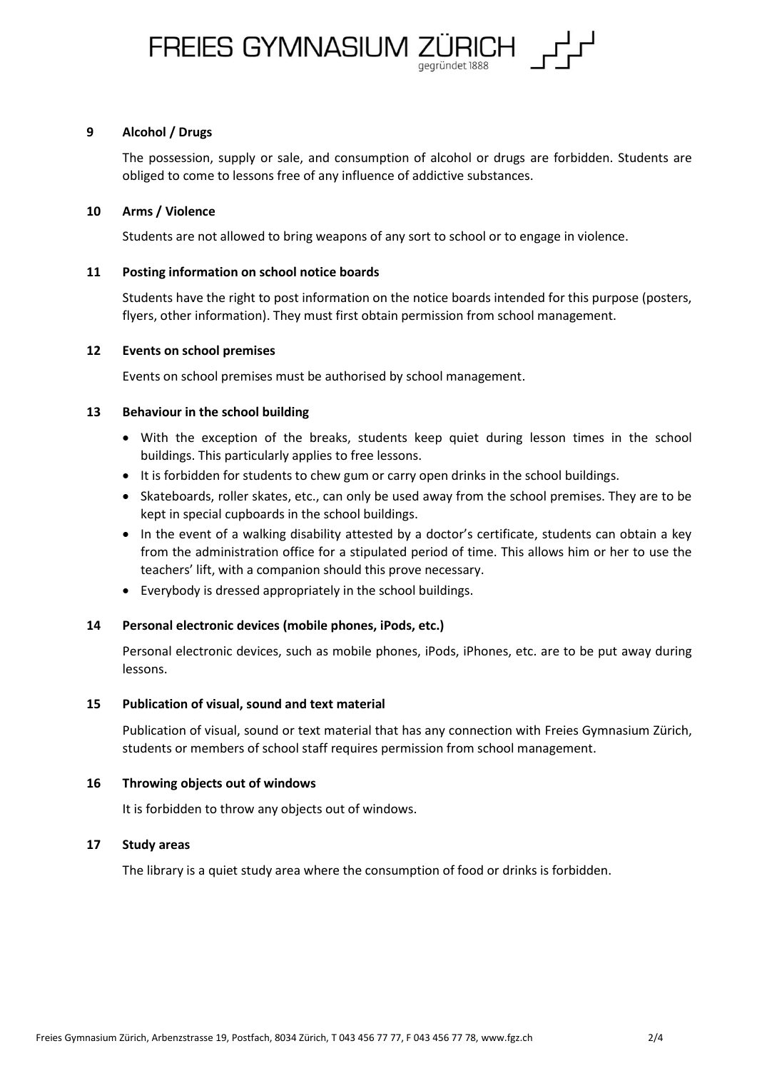## 9 Alcohol / Drugs

The possession, supply or sale, and consumption of alcohol or drugs are forbidden. Students are obliged to come to lessons free of any influence of addictive substances.

## 10 Arms / Violence

Students are not allowed to bring weapons of any sort to school or to engage in violence.

## 11 Posting information on school notice boards

Students have the right to post information on the notice boards intended for this purpose (posters, flyers, other information). They must first obtain permission from school management.

## 12 Events on school premises

Events on school premises must be authorised by school management.

## 13 Behaviour in the school building

- With the exception of the breaks, students keep quiet during lesson times in the school buildings. This particularly applies to free lessons.
- It is forbidden for students to chew gum or carry open drinks in the school buildings.
- Skateboards, roller skates, etc., can only be used away from the school premises. They are to be kept in special cupboards in the school buildings.
- In the event of a walking disability attested by a doctor's certificate, students can obtain a key from the administration office for a stipulated period of time. This allows him or her to use the teachers' lift, with a companion should this prove necessary.
- Everybody is dressed appropriately in the school buildings.

## 14 Personal electronic devices (mobile phones, iPods, etc.)

Personal electronic devices, such as mobile phones, iPods, iPhones, etc. are to be put away during lessons.

## 15 Publication of visual, sound and text material

Publication of visual, sound or text material that has any connection with Freies Gymnasium Zürich, students or members of school staff requires permission from school management.

## 16 Throwing objects out of windows

It is forbidden to throw any objects out of windows.

## 17 Study areas

The library is a quiet study area where the consumption of food or drinks is forbidden.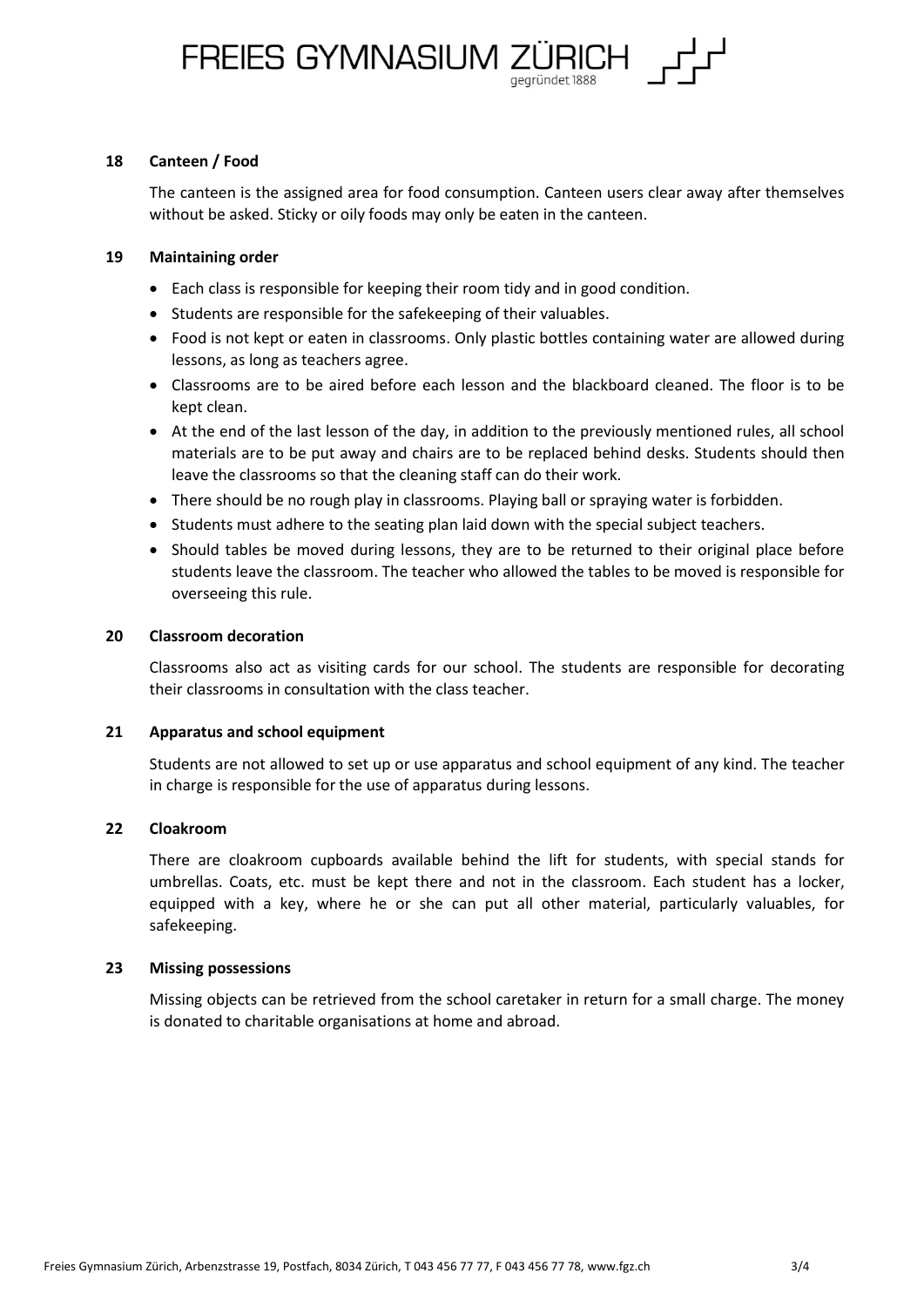## 18 Canteen / Food

The canteen is the assigned area for food consumption. Canteen users clear away after themselves without be asked. Sticky or oily foods may only be eaten in the canteen.

## 19 Maintaining order

- Each class is responsible for keeping their room tidy and in good condition.
- Students are responsible for the safekeeping of their valuables.
- Food is not kept or eaten in classrooms. Only plastic bottles containing water are allowed during lessons, as long as teachers agree.
- Classrooms are to be aired before each lesson and the blackboard cleaned. The floor is to be kept clean.
- At the end of the last lesson of the day, in addition to the previously mentioned rules, all school materials are to be put away and chairs are to be replaced behind desks. Students should then leave the classrooms so that the cleaning staff can do their work.
- There should be no rough play in classrooms. Playing ball or spraying water is forbidden.
- Students must adhere to the seating plan laid down with the special subject teachers.
- Should tables be moved during lessons, they are to be returned to their original place before students leave the classroom. The teacher who allowed the tables to be moved is responsible for overseeing this rule.

## 20 Classroom decoration

Classrooms also act as visiting cards for our school. The students are responsible for decorating their classrooms in consultation with the class teacher.

## 21 Apparatus and school equipment

Students are not allowed to set up or use apparatus and school equipment of any kind. The teacher in charge is responsible for the use of apparatus during lessons.

## 22 Cloakroom

There are cloakroom cupboards available behind the lift for students, with special stands for umbrellas. Coats, etc. must be kept there and not in the classroom. Each student has a locker, equipped with a key, where he or she can put all other material, particularly valuables, for safekeeping.

## 23 Missing possessions

Missing objects can be retrieved from the school caretaker in return for a small charge. The money is donated to charitable organisations at home and abroad.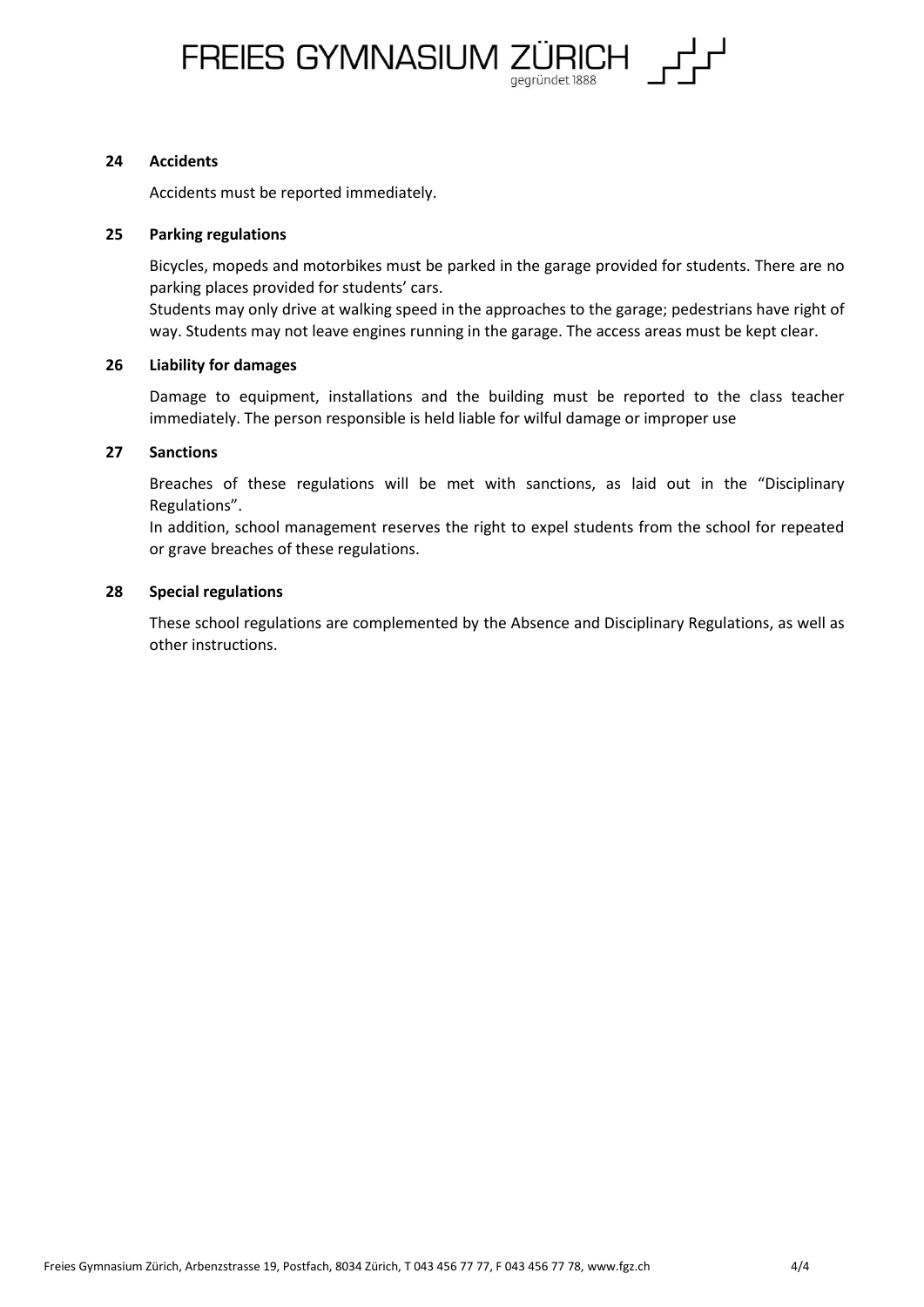## 24 Accidents

Accidents must be reported immediately.

## 25 Parking regulations

Bicycles, mopeds and motorbikes must be parked in the garage provided for students. There are no parking places provided for students' cars.

Students may only drive at walking speed in the approaches to the garage; pedestrians have right of way. Students may not leave engines running in the garage. The access areas must be kept clear.

## 26 Liability for damages

Damage to equipment, installations and the building must be reported to the class teacher immediately. The person responsible is held liable for wilful damage or improper use

## 27 Sanctions

Breaches of these regulations will be met with sanctions, as laid out in the "Disciplinary Regulations".

In addition, school management reserves the right to expel students from the school for repeated or grave breaches of these regulations.

## 28 Special regulations

These school regulations are complemented by the Absence and Disciplinary Regulations, as well as other instructions.